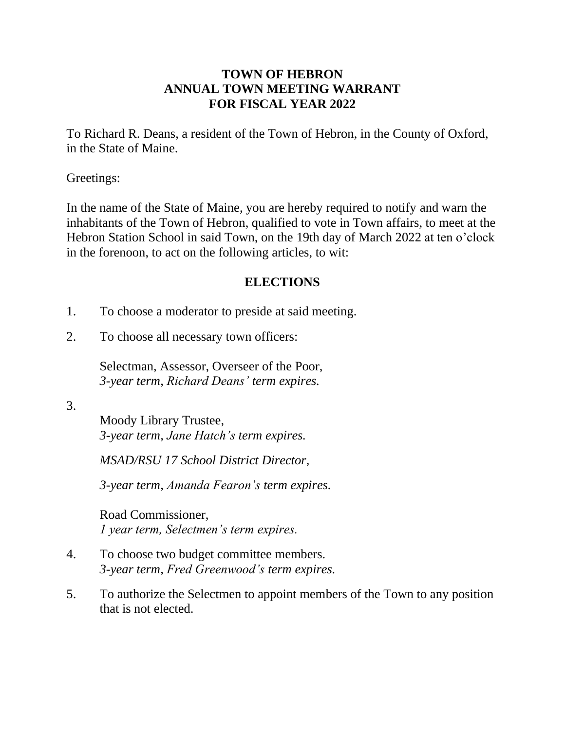# TOWN OF HEBRON
# ANNUAL TOWN MEETING WARRANT
# FOR FISCAL YEAR 2022

To Richard R. Deans, a resident of the Town of Hebron, in the County of Oxford, in the State of Maine.

Greetings:

In the name of the State of Maine, you are hereby required to notify and warn the inhabitants of the Town of Hebron, qualified to vote in Town affairs, to meet at the Hebron Station School in said Town, on the 19th day of March 2022 at ten o'clock in the forenoon, to act on the following articles, to wit:

## ELECTIONS

1. To choose a moderator to preside at said meeting.

2. To choose all necessary town officers:

   Selectman, Assessor, Overseer of the Poor,
   *3-year term, Richard Deans' term expires.*

3. 
   Moody Library Trustee,
   *3-year term, Jane Hatch's term expires.*

   *MSAD/RSU 17 School District Director,*

   *3-year term, Amanda Fearon's term expires.*

   Road Commissioner,
   *1 year term, Selectmen's term expires.*

4. To choose two budget committee members.
   *3-year term, Fred Greenwood's term expires.*

5. To authorize the Selectmen to appoint members of the Town to any position that is not elected.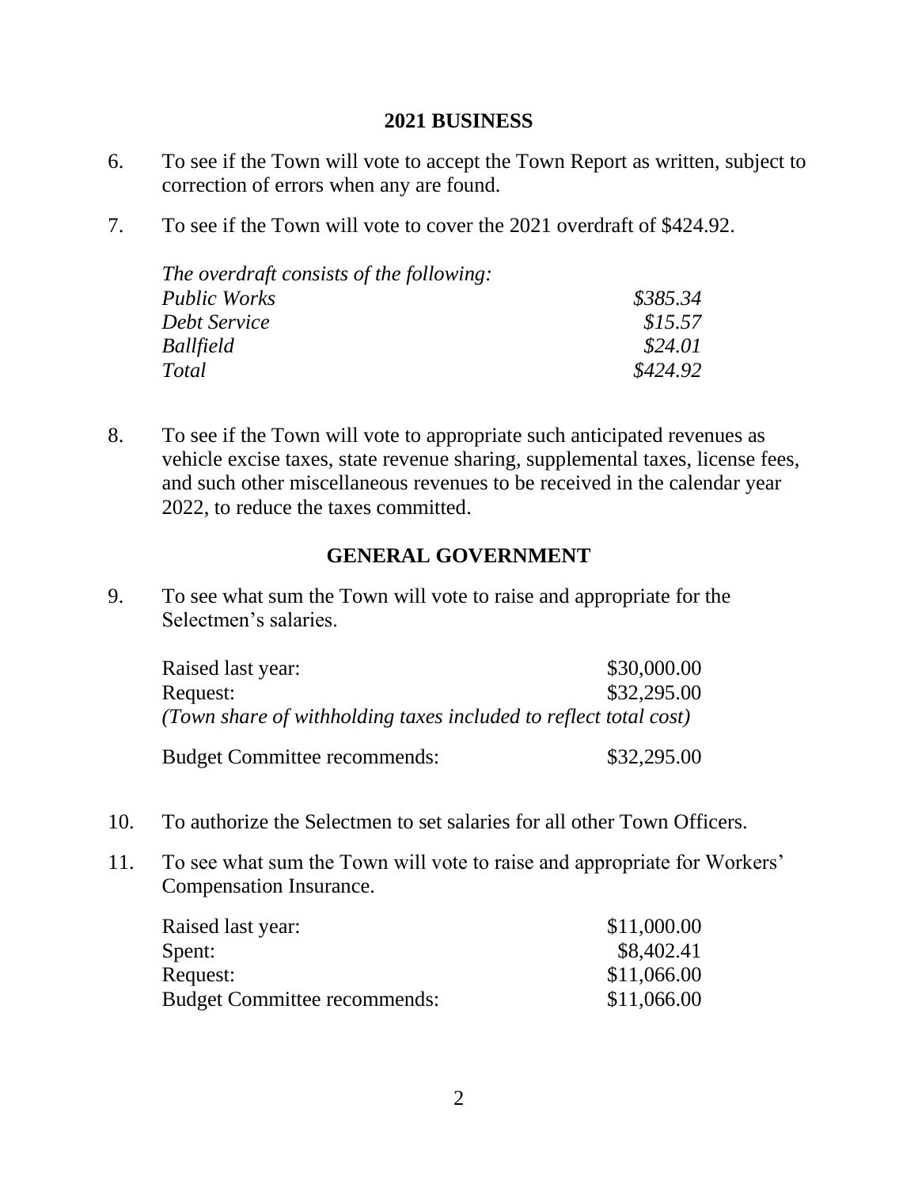## 2021 BUSINESS

6. To see if the Town will vote to accept the Town Report as written, subject to correction of errors when any are found.

7. To see if the Town will vote to cover the 2021 overdraft of $424.92.

   *The overdraft consists of the following:*

   | | |
   |---|---|
   | *Public Works* | *$385.34* |
   | *Debt Service* | *$15.57* |
   | *Ballfield* | *$24.01* |
   | *Total* | *$424.92* |

8. To see if the Town will vote to appropriate such anticipated revenues as vehicle excise taxes, state revenue sharing, supplemental taxes, license fees, and such other miscellaneous revenues to be received in the calendar year 2022, to reduce the taxes committed.

## GENERAL GOVERNMENT

9. To see what sum the Town will vote to raise and appropriate for the Selectmen's salaries.

   | | |
   |---|---|
   | Raised last year: | $30,000.00 |
   | Request: | $32,295.00 |

   *(Town share of withholding taxes included to reflect total cost)*

   | | |
   |---|---|
   | Budget Committee recommends: | $32,295.00 |

10. To authorize the Selectmen to set salaries for all other Town Officers.

11. To see what sum the Town will vote to raise and appropriate for Workers' Compensation Insurance.

   | | |
   |---|---|
   | Raised last year: | $11,000.00 |
   | Spent: | $8,402.41 |
   | Request: | $11,066.00 |
   | Budget Committee recommends: | $11,066.00 |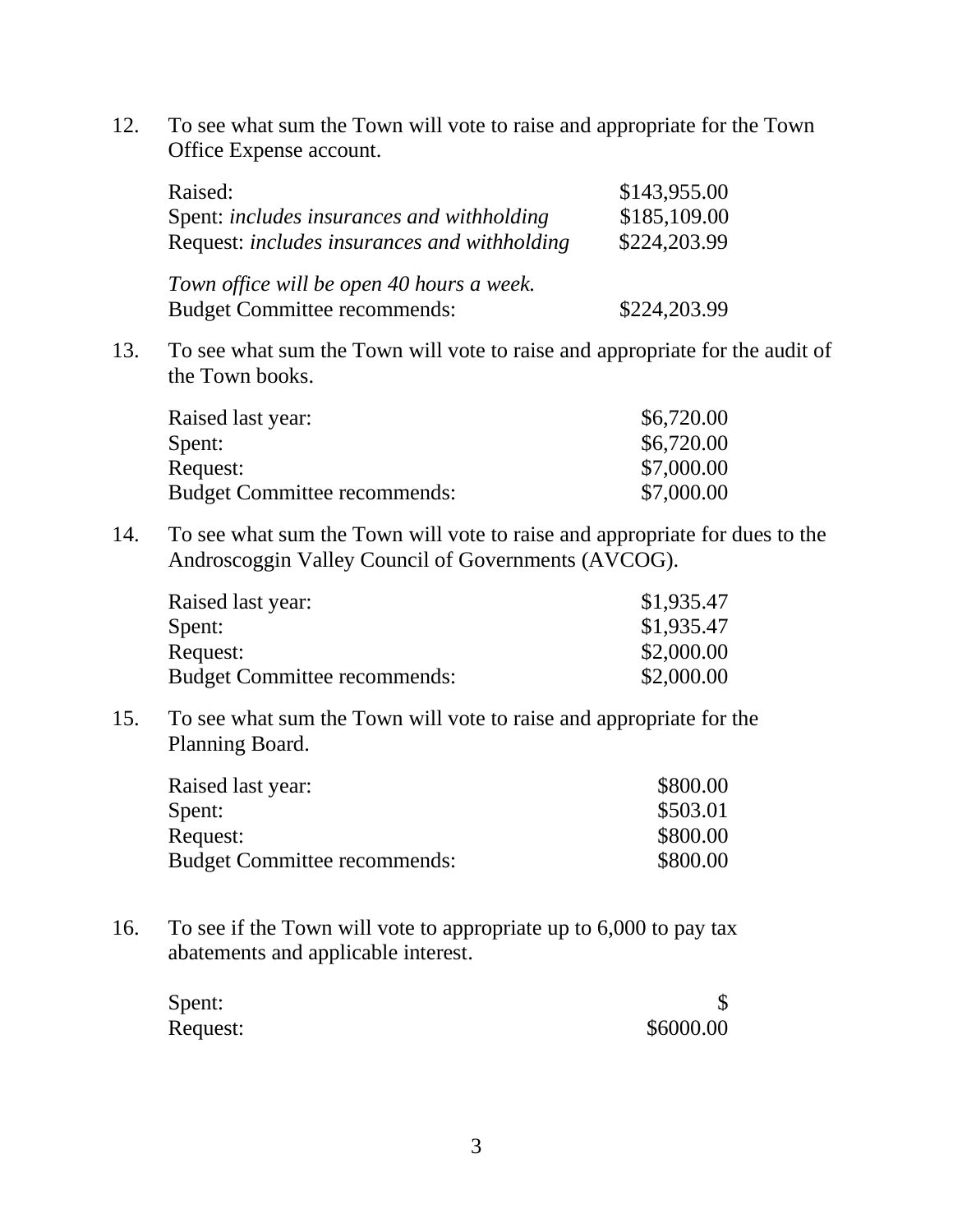12. To see what sum the Town will vote to raise and appropriate for the Town Office Expense account.

| | |
|---|---|
| Raised: | $143,955.00 |
| Spent: *includes insurances and withholding* | $185,109.00 |
| Request: *includes insurances and withholding* | $224,203.99 |

*Town office will be open 40 hours a week.*

| | |
|---|---|
| Budget Committee recommends: | $224,203.99 |

13. To see what sum the Town will vote to raise and appropriate for the audit of the Town books.

| | |
|---|---|
| Raised last year: | $6,720.00 |
| Spent: | $6,720.00 |
| Request: | $7,000.00 |
| Budget Committee recommends: | $7,000.00 |

14. To see what sum the Town will vote to raise and appropriate for dues to the Androscoggin Valley Council of Governments (AVCOG).

| | |
|---|---|
| Raised last year: | $1,935.47 |
| Spent: | $1,935.47 |
| Request: | $2,000.00 |
| Budget Committee recommends: | $2,000.00 |

15. To see what sum the Town will vote to raise and appropriate for the Planning Board.

| | |
|---|---|
| Raised last year: | $800.00 |
| Spent: | $503.01 |
| Request: | $800.00 |
| Budget Committee recommends: | $800.00 |

16. To see if the Town will vote to appropriate up to 6,000 to pay tax abatements and applicable interest.

| | |
|---|---|
| Spent: | $ |
| Request: | $6000.00 |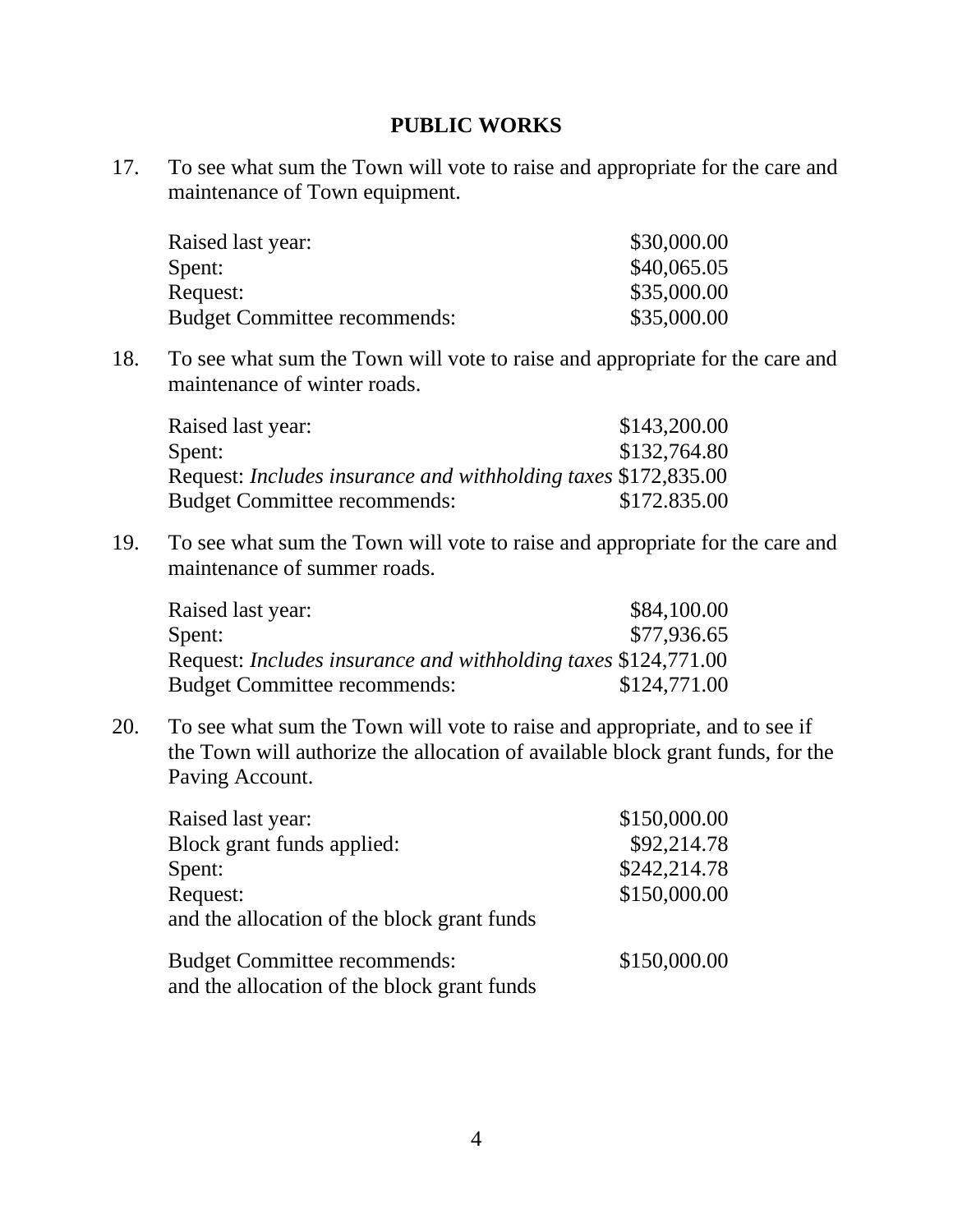## PUBLIC WORKS

17. To see what sum the Town will vote to raise and appropriate for the care and maintenance of Town equipment.

| | |
|---|---|
| Raised last year: | $30,000.00 |
| Spent: | $40,065.05 |
| Request: | $35,000.00 |
| Budget Committee recommends: | $35,000.00 |

18. To see what sum the Town will vote to raise and appropriate for the care and maintenance of winter roads.

| | |
|---|---|
| Raised last year: | $143,200.00 |
| Spent: | $132,764.80 |
| Request: *Includes insurance and withholding taxes* | $172,835.00 |
| Budget Committee recommends: | $172.835.00 |

19. To see what sum the Town will vote to raise and appropriate for the care and maintenance of summer roads.

| | |
|---|---|
| Raised last year: | $84,100.00 |
| Spent: | $77,936.65 |
| Request: *Includes insurance and withholding taxes* | $124,771.00 |
| Budget Committee recommends: | $124,771.00 |

20. To see what sum the Town will vote to raise and appropriate, and to see if the Town will authorize the allocation of available block grant funds, for the Paving Account.

| | |
|---|---|
| Raised last year: | $150,000.00 |
| Block grant funds applied: | $92,214.78 |
| Spent: | $242,214.78 |
| Request: and the allocation of the block grant funds | $150,000.00 |
| Budget Committee recommends: and the allocation of the block grant funds | $150,000.00 |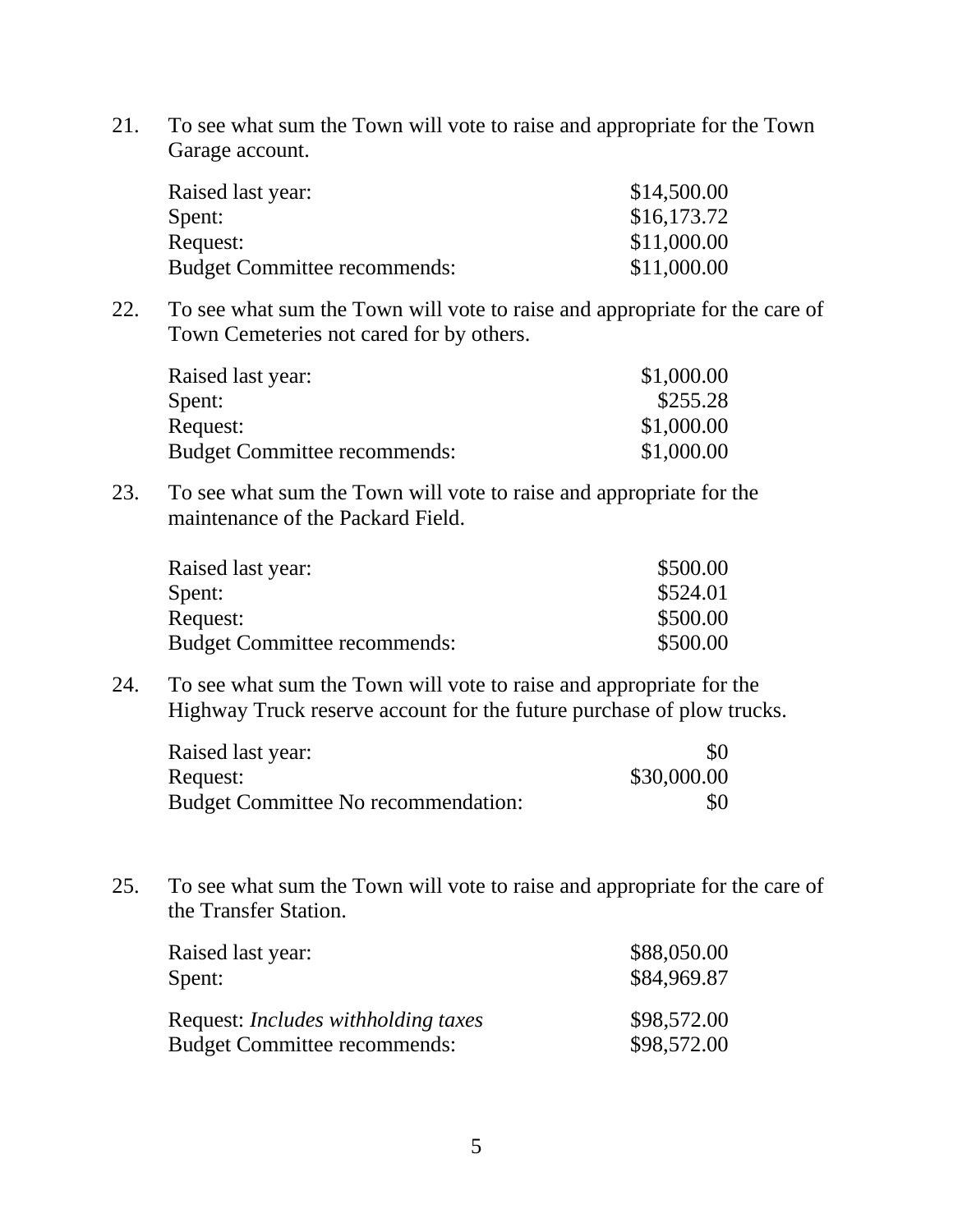21. To see what sum the Town will vote to raise and appropriate for the Town Garage account.

| | |
|---|---|
| Raised last year: | $14,500.00 |
| Spent: | $16,173.72 |
| Request: | $11,000.00 |
| Budget Committee recommends: | $11,000.00 |

22. To see what sum the Town will vote to raise and appropriate for the care of Town Cemeteries not cared for by others.

| | |
|---|---|
| Raised last year: | $1,000.00 |
| Spent: | $255.28 |
| Request: | $1,000.00 |
| Budget Committee recommends: | $1,000.00 |

23. To see what sum the Town will vote to raise and appropriate for the maintenance of the Packard Field.

| | |
|---|---|
| Raised last year: | $500.00 |
| Spent: | $524.01 |
| Request: | $500.00 |
| Budget Committee recommends: | $500.00 |

24. To see what sum the Town will vote to raise and appropriate for the Highway Truck reserve account for the future purchase of plow trucks.

| | |
|---|---|
| Raised last year: | $0 |
| Request: | $30,000.00 |
| Budget Committee No recommendation: | $0 |

25. To see what sum the Town will vote to raise and appropriate for the care of the Transfer Station.

| | |
|---|---|
| Raised last year: | $88,050.00 |
| Spent: | $84,969.87 |
| Request: *Includes withholding taxes* | $98,572.00 |
| Budget Committee recommends: | $98,572.00 |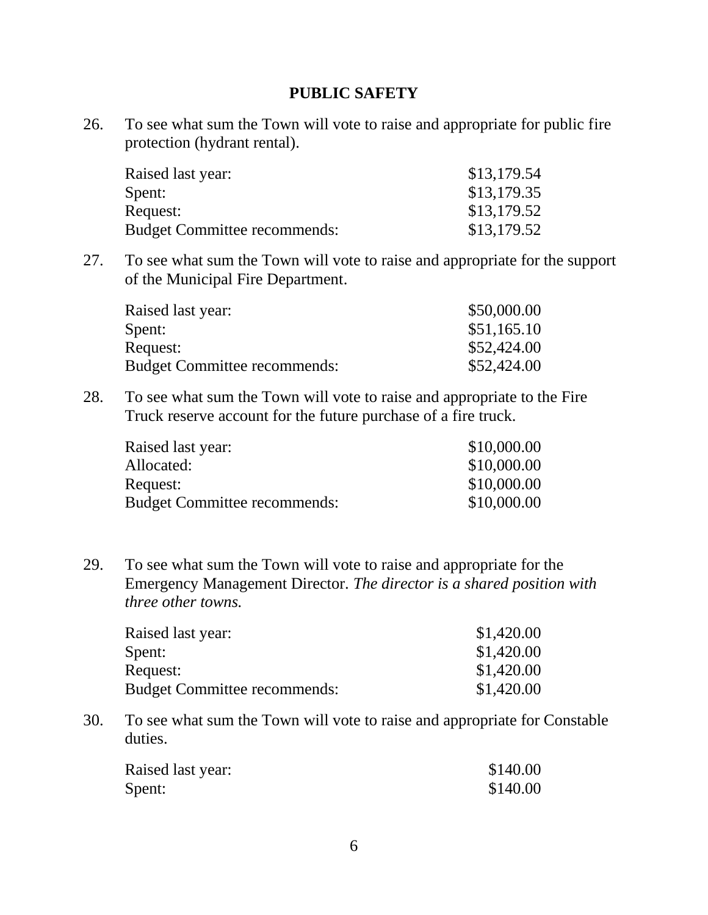## PUBLIC SAFETY

26. To see what sum the Town will vote to raise and appropriate for public fire protection (hydrant rental).

| | |
|---|---|
| Raised last year: | $13,179.54 |
| Spent: | $13,179.35 |
| Request: | $13,179.52 |
| Budget Committee recommends: | $13,179.52 |

27. To see what sum the Town will vote to raise and appropriate for the support of the Municipal Fire Department.

| | |
|---|---|
| Raised last year: | $50,000.00 |
| Spent: | $51,165.10 |
| Request: | $52,424.00 |
| Budget Committee recommends: | $52,424.00 |

28. To see what sum the Town will vote to raise and appropriate to the Fire Truck reserve account for the future purchase of a fire truck.

| | |
|---|---|
| Raised last year: | $10,000.00 |
| Allocated: | $10,000.00 |
| Request: | $10,000.00 |
| Budget Committee recommends: | $10,000.00 |

29. To see what sum the Town will vote to raise and appropriate for the Emergency Management Director. *The director is a shared position with three other towns.*

| | |
|---|---|
| Raised last year: | $1,420.00 |
| Spent: | $1,420.00 |
| Request: | $1,420.00 |
| Budget Committee recommends: | $1,420.00 |

30. To see what sum the Town will vote to raise and appropriate for Constable duties.

| | |
|---|---|
| Raised last year: | $140.00 |
| Spent: | $140.00 |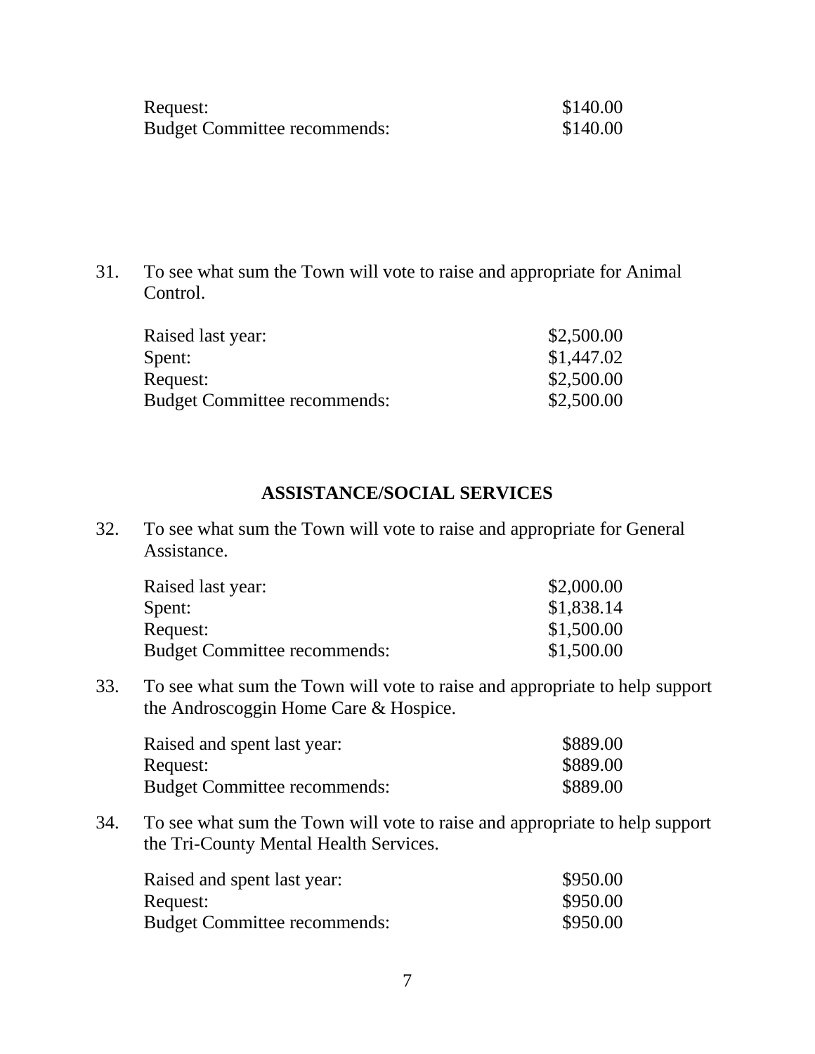| | |
|---|---|
| Request: | $140.00 |
| Budget Committee recommends: | $140.00 |

31. To see what sum the Town will vote to raise and appropriate for Animal Control.

| | |
|---|---|
| Raised last year: | $2,500.00 |
| Spent: | $1,447.02 |
| Request: | $2,500.00 |
| Budget Committee recommends: | $2,500.00 |

## ASSISTANCE/SOCIAL SERVICES

32. To see what sum the Town will vote to raise and appropriate for General Assistance.

| | |
|---|---|
| Raised last year: | $2,000.00 |
| Spent: | $1,838.14 |
| Request: | $1,500.00 |
| Budget Committee recommends: | $1,500.00 |

33. To see what sum the Town will vote to raise and appropriate to help support the Androscoggin Home Care & Hospice.

| | |
|---|---|
| Raised and spent last year: | $889.00 |
| Request: | $889.00 |
| Budget Committee recommends: | $889.00 |

34. To see what sum the Town will vote to raise and appropriate to help support the Tri-County Mental Health Services.

| | |
|---|---|
| Raised and spent last year: | $950.00 |
| Request: | $950.00 |
| Budget Committee recommends: | $950.00 |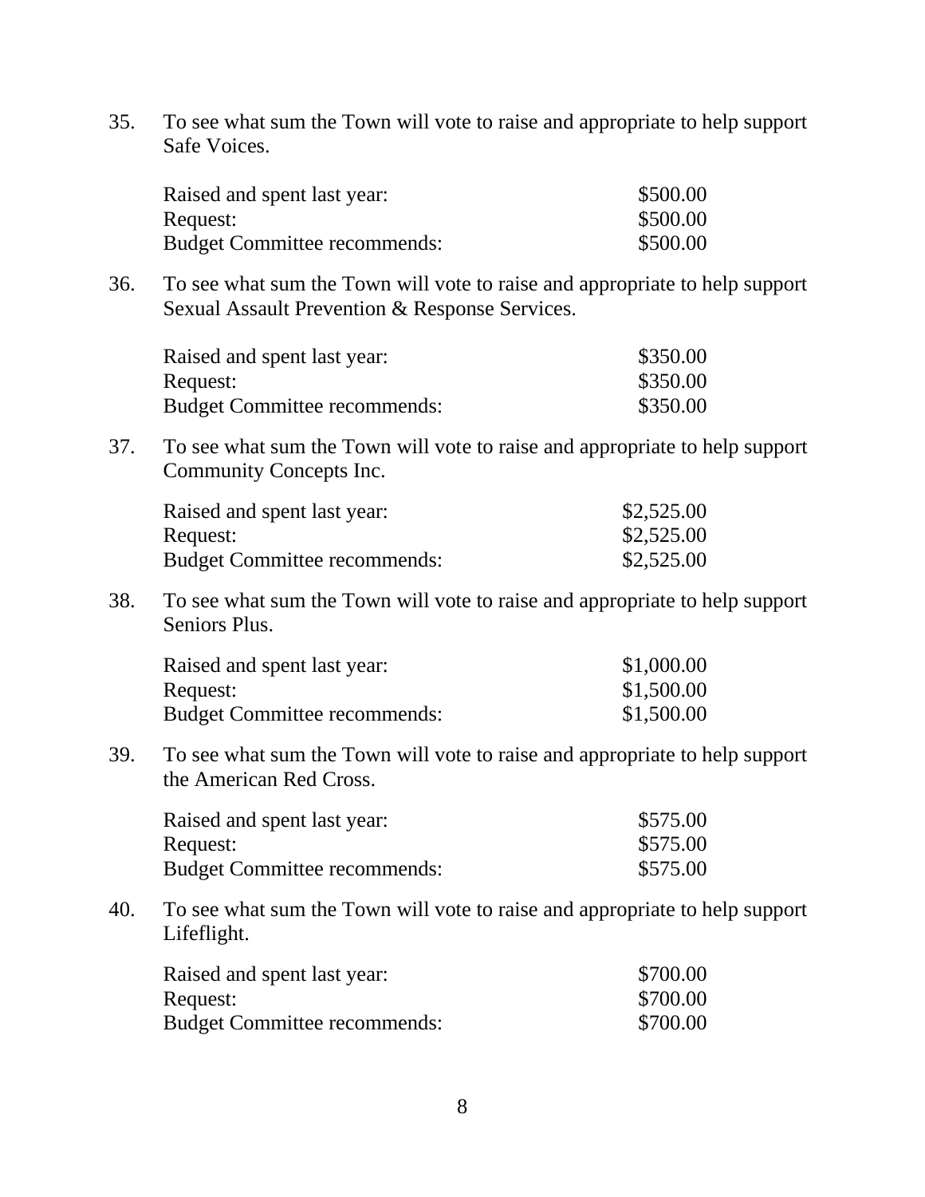35. To see what sum the Town will vote to raise and appropriate to help support Safe Voices.

| | |
|---|---|
| Raised and spent last year: | $500.00 |
| Request: | $500.00 |
| Budget Committee recommends: | $500.00 |

36. To see what sum the Town will vote to raise and appropriate to help support Sexual Assault Prevention & Response Services.

| | |
|---|---|
| Raised and spent last year: | $350.00 |
| Request: | $350.00 |
| Budget Committee recommends: | $350.00 |

37. To see what sum the Town will vote to raise and appropriate to help support Community Concepts Inc.

| | |
|---|---|
| Raised and spent last year: | $2,525.00 |
| Request: | $2,525.00 |
| Budget Committee recommends: | $2,525.00 |

38. To see what sum the Town will vote to raise and appropriate to help support Seniors Plus.

| | |
|---|---|
| Raised and spent last year: | $1,000.00 |
| Request: | $1,500.00 |
| Budget Committee recommends: | $1,500.00 |

39. To see what sum the Town will vote to raise and appropriate to help support the American Red Cross.

| | |
|---|---|
| Raised and spent last year: | $575.00 |
| Request: | $575.00 |
| Budget Committee recommends: | $575.00 |

40. To see what sum the Town will vote to raise and appropriate to help support Lifeflight.

| | |
|---|---|
| Raised and spent last year: | $700.00 |
| Request: | $700.00 |
| Budget Committee recommends: | $700.00 |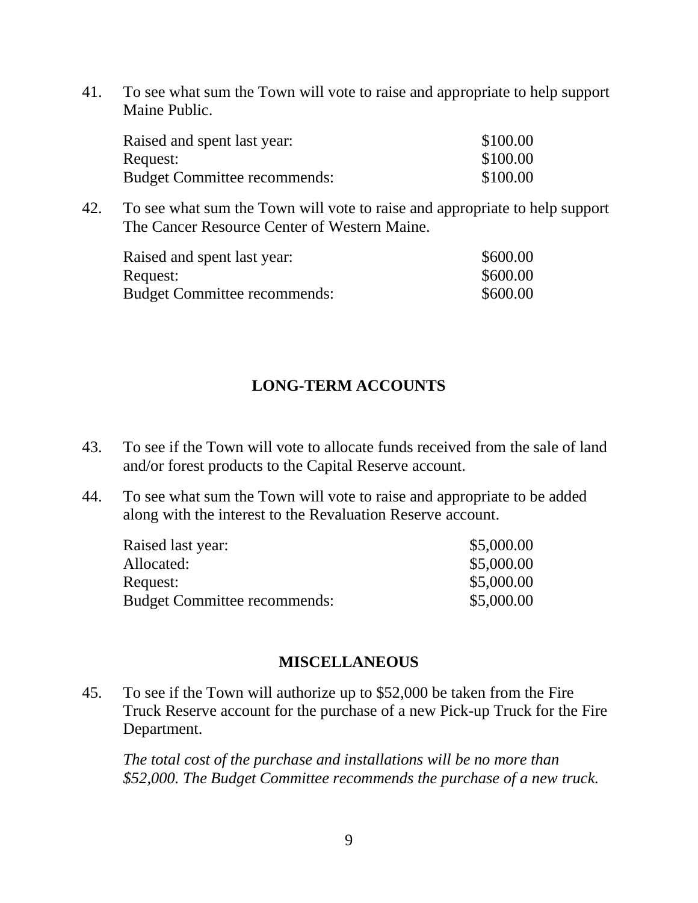41. To see what sum the Town will vote to raise and appropriate to help support Maine Public.

| | |
|---|---|
| Raised and spent last year: | $100.00 |
| Request: | $100.00 |
| Budget Committee recommends: | $100.00 |

42. To see what sum the Town will vote to raise and appropriate to help support The Cancer Resource Center of Western Maine.

| | |
|---|---|
| Raised and spent last year: | $600.00 |
| Request: | $600.00 |
| Budget Committee recommends: | $600.00 |

## LONG-TERM ACCOUNTS

43. To see if the Town will vote to allocate funds received from the sale of land and/or forest products to the Capital Reserve account.

44. To see what sum the Town will vote to raise and appropriate to be added along with the interest to the Revaluation Reserve account.

| | |
|---|---|
| Raised last year: | $5,000.00 |
| Allocated: | $5,000.00 |
| Request: | $5,000.00 |
| Budget Committee recommends: | $5,000.00 |

## MISCELLANEOUS

45. To see if the Town will authorize up to $52,000 be taken from the Fire Truck Reserve account for the purchase of a new Pick-up Truck for the Fire Department.

*The total cost of the purchase and installations will be no more than $52,000. The Budget Committee recommends the purchase of a new truck.*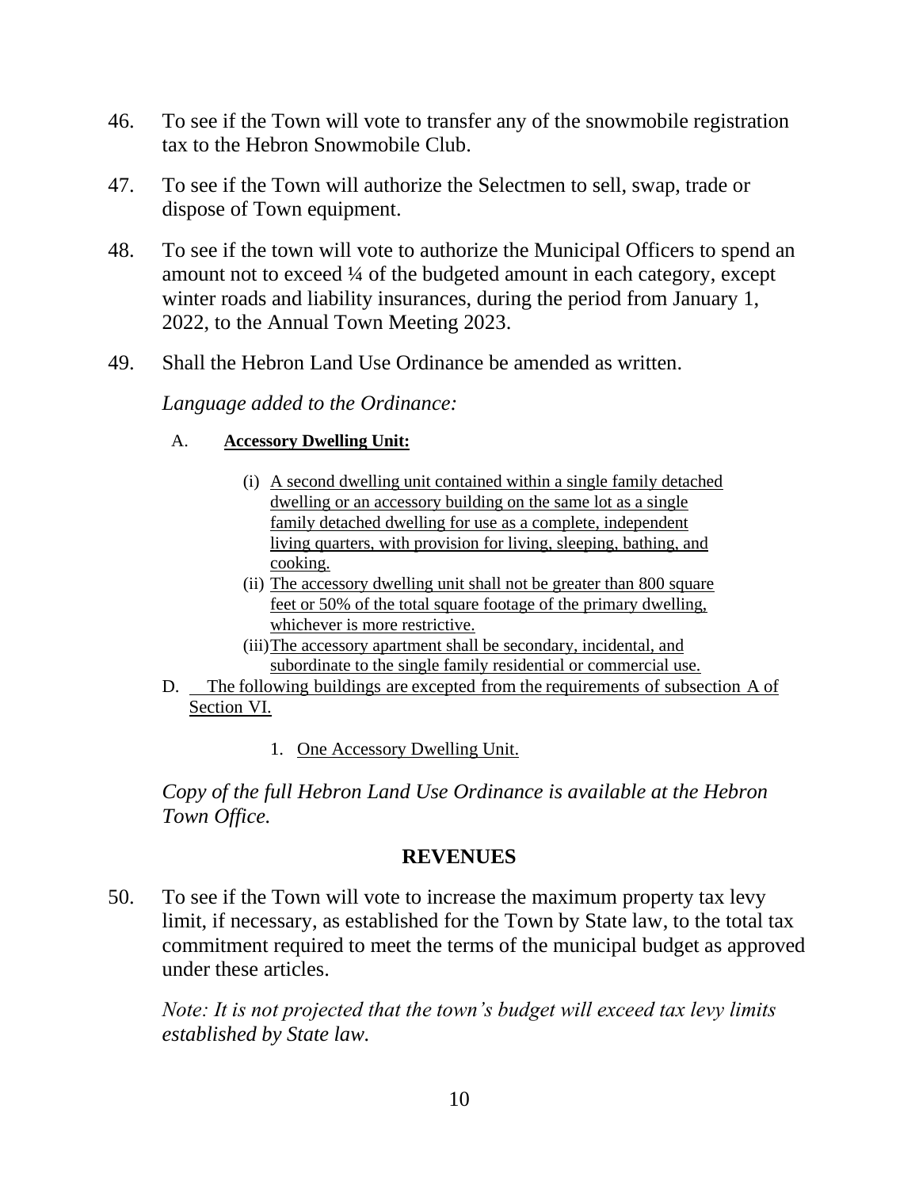46. To see if the Town will vote to transfer any of the snowmobile registration tax to the Hebron Snowmobile Club.

47. To see if the Town will authorize the Selectmen to sell, swap, trade or dispose of Town equipment.

48. To see if the town will vote to authorize the Municipal Officers to spend an amount not to exceed ¼ of the budgeted amount in each category, except winter roads and liability insurances, during the period from January 1, 2022, to the Annual Town Meeting 2023.

49. Shall the Hebron Land Use Ordinance be amended as written.

*Language added to the Ordinance:*

A. **Accessory Dwelling Unit:**

(i) A second dwelling unit contained within a single family detached dwelling or an accessory building on the same lot as a single family detached dwelling for use as a complete, independent living quarters, with provision for living, sleeping, bathing, and cooking.

(ii) The accessory dwelling unit shall not be greater than 800 square feet or 50% of the total square footage of the primary dwelling, whichever is more restrictive.

(iii) The accessory apartment shall be secondary, incidental, and subordinate to the single family residential or commercial use.

D. The following buildings are excepted from the requirements of subsection A of Section VI.

1. One Accessory Dwelling Unit.

*Copy of the full Hebron Land Use Ordinance is available at the Hebron Town Office.*

## REVENUES

50. To see if the Town will vote to increase the maximum property tax levy limit, if necessary, as established for the Town by State law, to the total tax commitment required to meet the terms of the municipal budget as approved under these articles.

*Note: It is not projected that the town's budget will exceed tax levy limits established by State law.*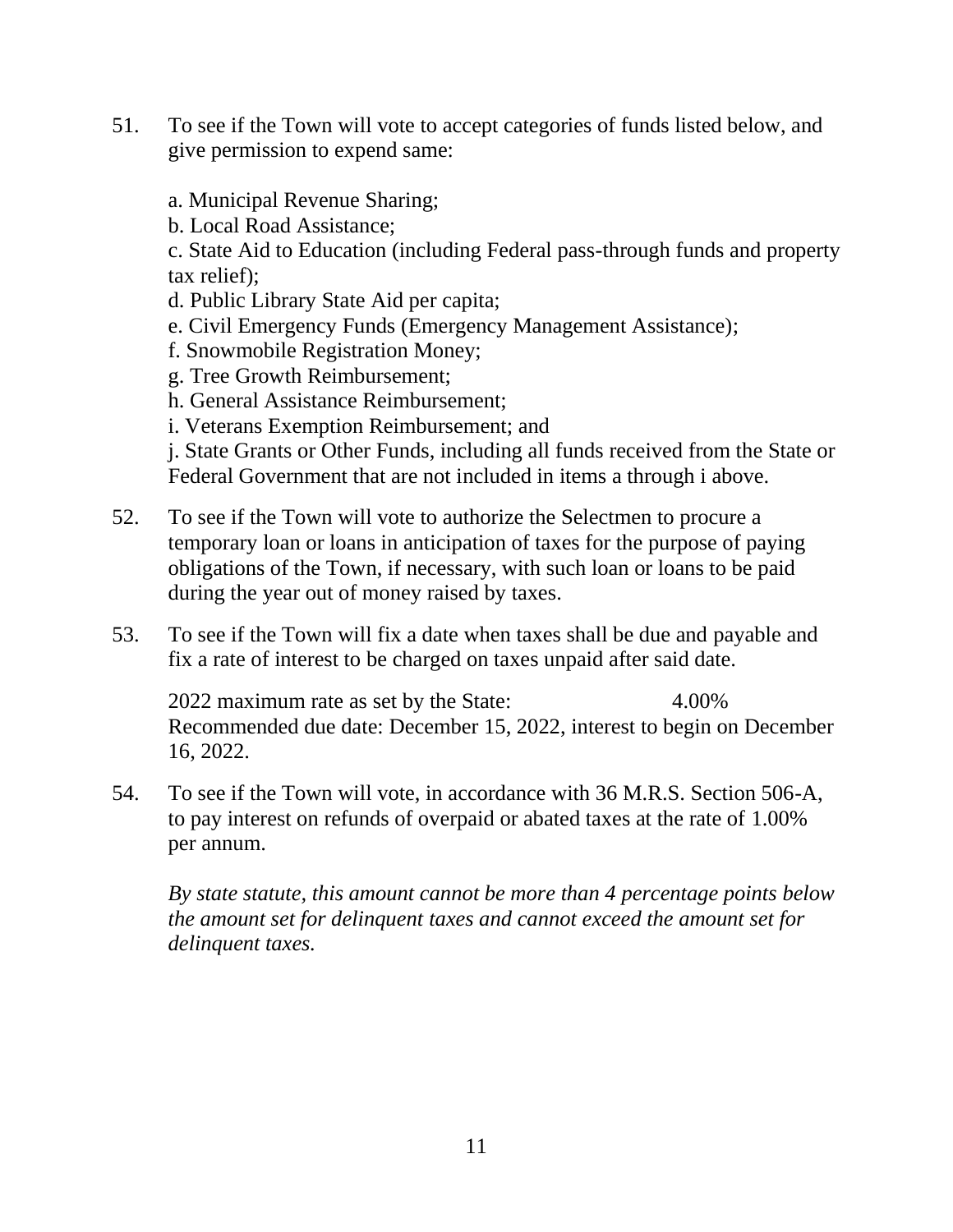51. To see if the Town will vote to accept categories of funds listed below, and give permission to expend same:

    a. Municipal Revenue Sharing;
    b. Local Road Assistance;
    c. State Aid to Education (including Federal pass-through funds and property tax relief);
    d. Public Library State Aid per capita;
    e. Civil Emergency Funds (Emergency Management Assistance);
    f. Snowmobile Registration Money;
    g. Tree Growth Reimbursement;
    h. General Assistance Reimbursement;
    i. Veterans Exemption Reimbursement; and
    j. State Grants or Other Funds, including all funds received from the State or Federal Government that are not included in items a through i above.

52. To see if the Town will vote to authorize the Selectmen to procure a temporary loan or loans in anticipation of taxes for the purpose of paying obligations of the Town, if necessary, with such loan or loans to be paid during the year out of money raised by taxes.

53. To see if the Town will fix a date when taxes shall be due and payable and fix a rate of interest to be charged on taxes unpaid after said date.

    2022 maximum rate as set by the State: 4.00%
    Recommended due date: December 15, 2022, interest to begin on December 16, 2022.

54. To see if the Town will vote, in accordance with 36 M.R.S. Section 506-A, to pay interest on refunds of overpaid or abated taxes at the rate of 1.00% per annum.

    *By state statute, this amount cannot be more than 4 percentage points below the amount set for delinquent taxes and cannot exceed the amount set for delinquent taxes.*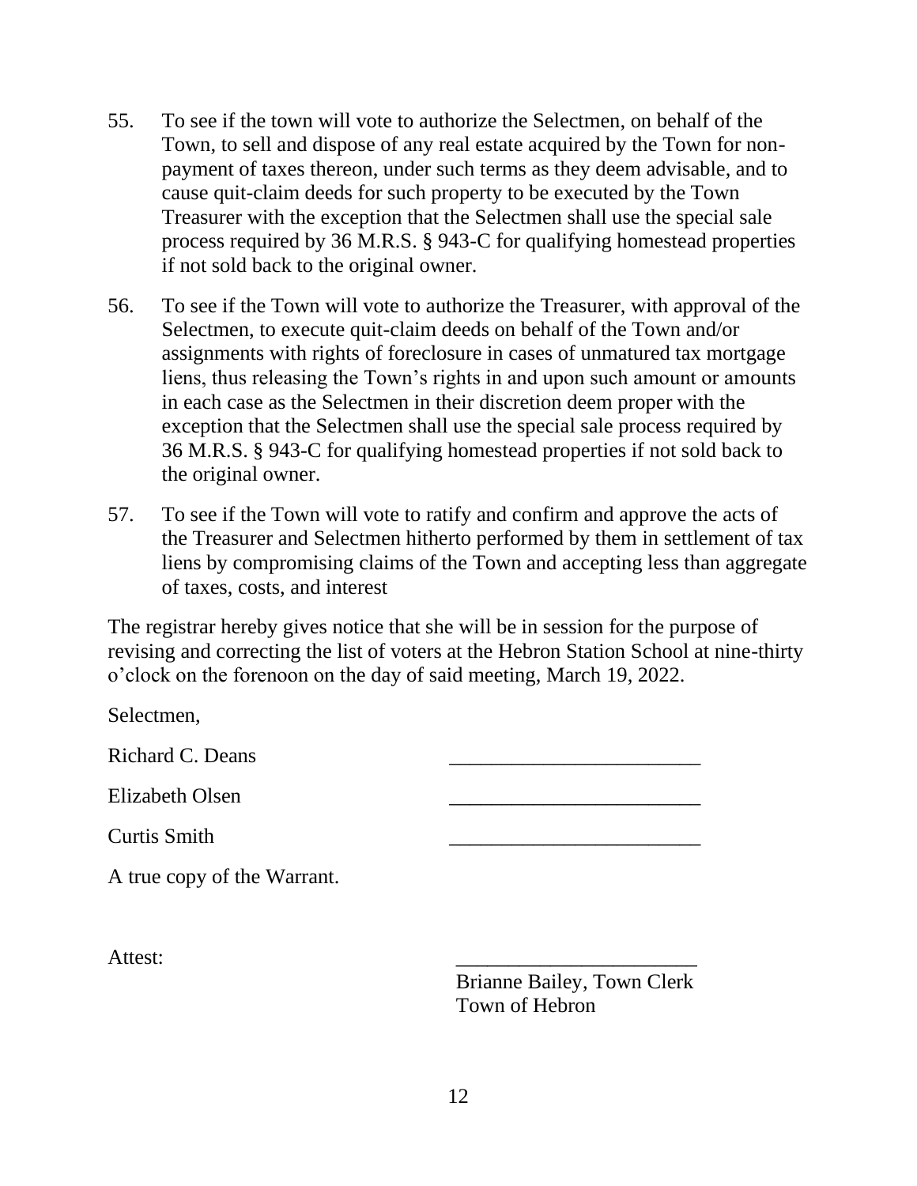55. To see if the town will vote to authorize the Selectmen, on behalf of the Town, to sell and dispose of any real estate acquired by the Town for non-payment of taxes thereon, under such terms as they deem advisable, and to cause quit-claim deeds for such property to be executed by the Town Treasurer with the exception that the Selectmen shall use the special sale process required by 36 M.R.S. § 943-C for qualifying homestead properties if not sold back to the original owner.

56. To see if the Town will vote to authorize the Treasurer, with approval of the Selectmen, to execute quit-claim deeds on behalf of the Town and/or assignments with rights of foreclosure in cases of unmatured tax mortgage liens, thus releasing the Town's rights in and upon such amount or amounts in each case as the Selectmen in their discretion deem proper with the exception that the Selectmen shall use the special sale process required by 36 M.R.S. § 943-C for qualifying homestead properties if not sold back to the original owner.

57. To see if the Town will vote to ratify and confirm and approve the acts of the Treasurer and Selectmen hitherto performed by them in settlement of tax liens by compromising claims of the Town and accepting less than aggregate of taxes, costs, and interest

The registrar hereby gives notice that she will be in session for the purpose of revising and correcting the list of voters at the Hebron Station School at nine-thirty o'clock on the forenoon on the day of said meeting, March 19, 2022.

Selectmen,

Richard C. Deans ________________________

Elizabeth Olsen ________________________

Curtis Smith ________________________

A true copy of the Warrant.

Attest: ________________________

Brianne Bailey, Town Clerk
Town of Hebron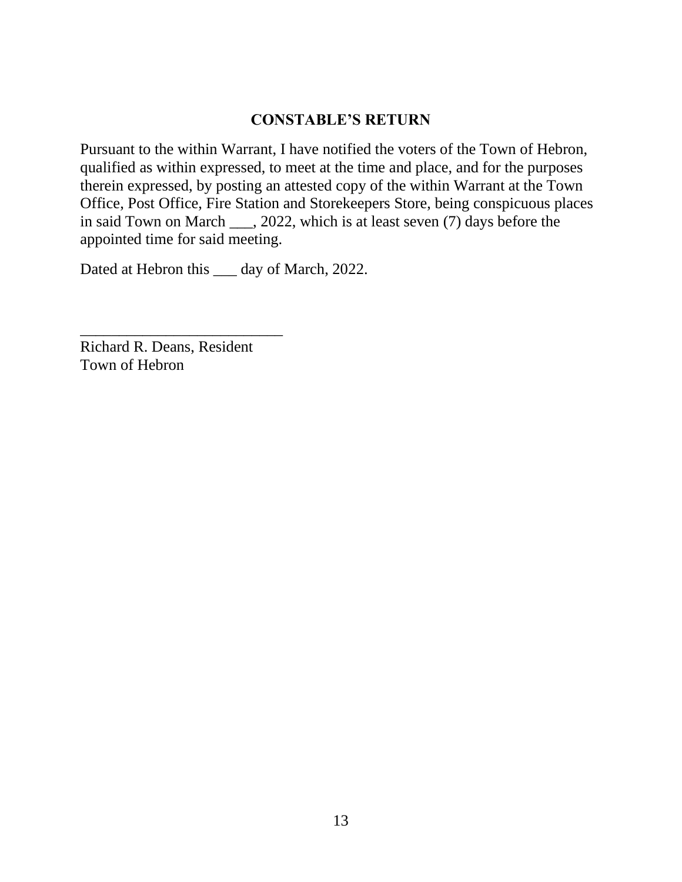## CONSTABLE'S RETURN

Pursuant to the within Warrant, I have notified the voters of the Town of Hebron, qualified as within expressed, to meet at the time and place, and for the purposes therein expressed, by posting an attested copy of the within Warrant at the Town Office, Post Office, Fire Station and Storekeepers Store, being conspicuous places in said Town on March ___, 2022, which is at least seven (7) days before the appointed time for said meeting.

Dated at Hebron this ___ day of March, 2022.

__________________________

Richard R. Deans, Resident
Town of Hebron